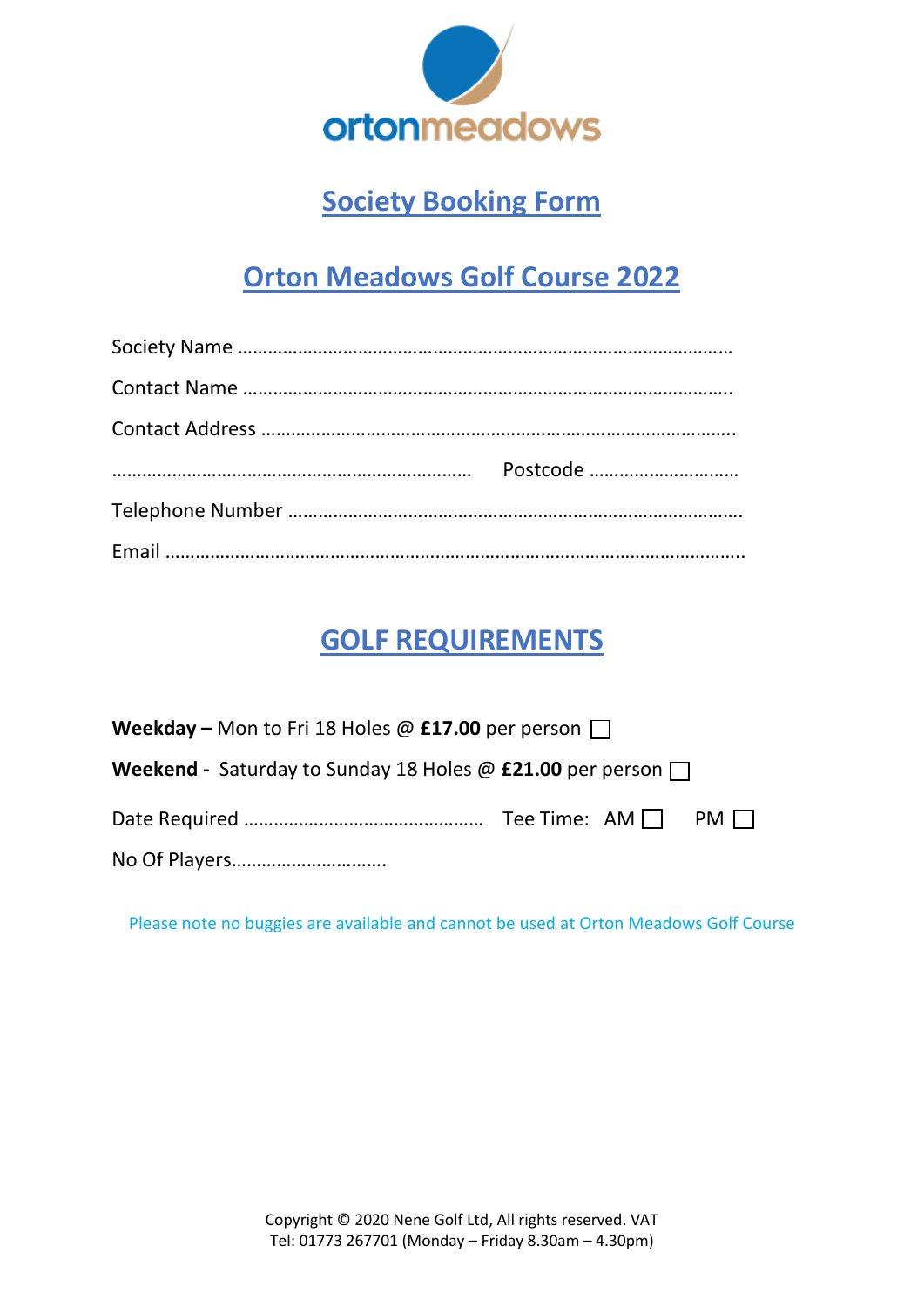ortonmeadows

# Society Booking Form

# Orton Meadows Golf Course 2022

Society Name ………………………………………………………………………………………

Contact Name ……………………………………………………………………………………..

Contact Address …………………………………………………………………………………..

……………………………………………………………… Postcode …………………………

Telephone Number ……………………………………………………………………………….

Email ………………………………………………………………………………………………..

## GOLF REQUIREMENTS

**Weekday –** Mon to Fri 18 Holes @ **£17.00** per person ☐

**Weekend -** Saturday to Sunday 18 Holes @ **£21.00** per person ☐

Date Required ……………………………………… Tee Time: AM ☐ PM ☐

No Of Players…………………………..

Please note no buggies are available and cannot be used at Orton Meadows Golf Course

Copyright © 2020 Nene Golf Ltd, All rights reserved. VAT
Tel: 01773 267701 (Monday – Friday 8.30am – 4.30pm)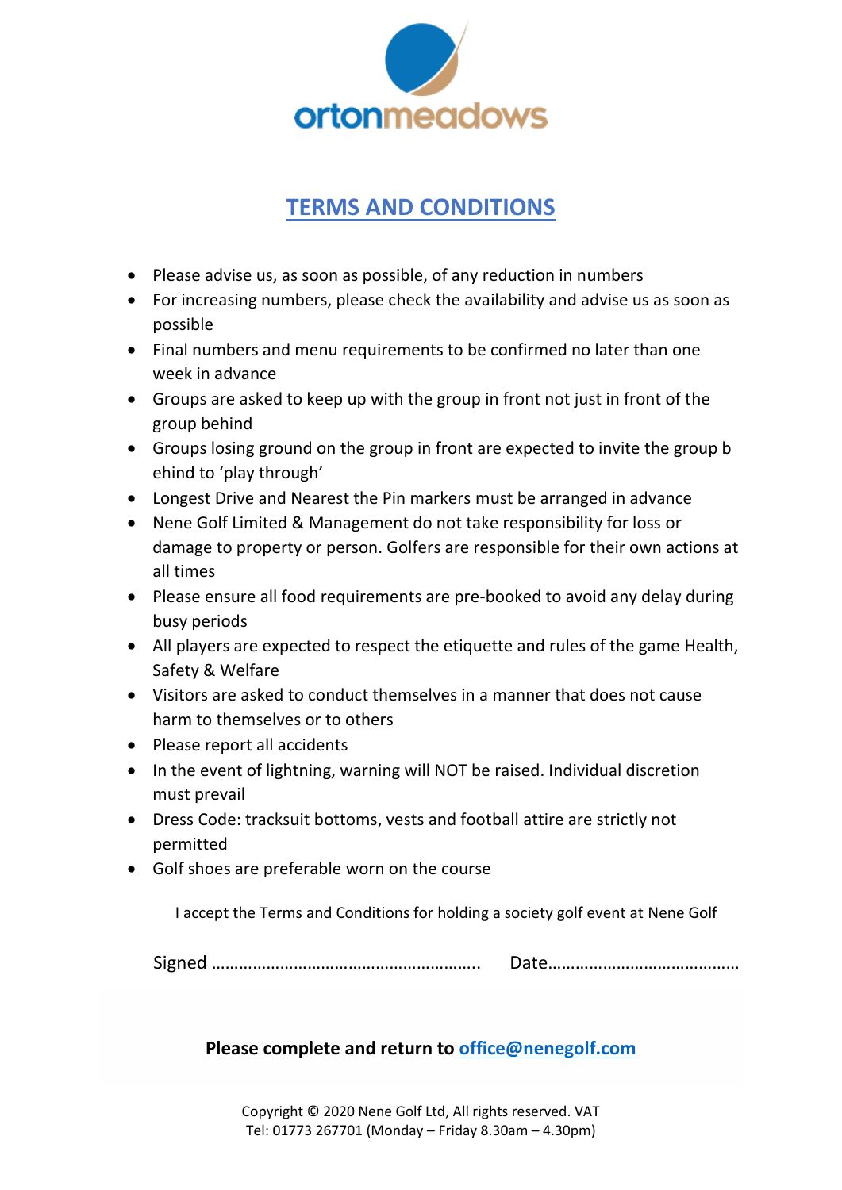ortonmeadows

# TERMS AND CONDITIONS

- Please advise us, as soon as possible, of any reduction in numbers
- For increasing numbers, please check the availability and advise us as soon as possible
- Final numbers and menu requirements to be confirmed no later than one week in advance
- Groups are asked to keep up with the group in front not just in front of the group behind
- Groups losing ground on the group in front are expected to invite the group b ehind to 'play through'
- Longest Drive and Nearest the Pin markers must be arranged in advance
- Nene Golf Limited & Management do not take responsibility for loss or damage to property or person. Golfers are responsible for their own actions at all times
- Please ensure all food requirements are pre-booked to avoid any delay during busy periods
- All players are expected to respect the etiquette and rules of the game Health, Safety & Welfare
- Visitors are asked to conduct themselves in a manner that does not cause harm to themselves or to others
- Please report all accidents
- In the event of lightning, warning will NOT be raised. Individual discretion must prevail
- Dress Code: tracksuit bottoms, vests and football attire are strictly not permitted
- Golf shoes are preferable worn on the course

I accept the Terms and Conditions for holding a society golf event at Nene Golf

Signed ………………………………………………….. Date……………………………………

**Please complete and return to office@nenegolf.com**

Copyright © 2020 Nene Golf Ltd, All rights reserved. VAT
Tel: 01773 267701 (Monday – Friday 8.30am – 4.30pm)